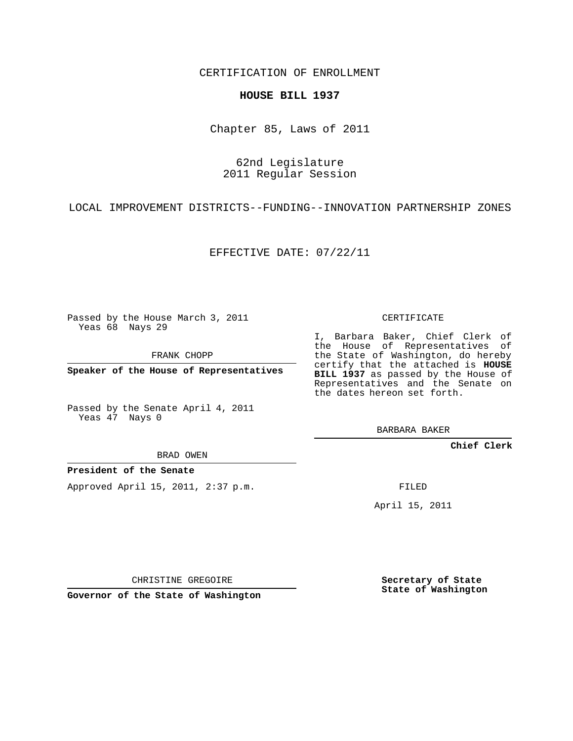CERTIFICATION OF ENROLLMENT

**HOUSE BILL 1937**

Chapter 85, Laws of 2011

62nd Legislature
2011 Regular Session

LOCAL IMPROVEMENT DISTRICTS--FUNDING--INNOVATION PARTNERSHIP ZONES

EFFECTIVE DATE: 07/22/11

Passed by the House March 3, 2011
Yeas 68 Nays 29

FRANK CHOPP

**Speaker of the House of Representatives**

Passed by the Senate April 4, 2011
Yeas 47 Nays 0

BRAD OWEN

**President of the Senate**

Approved April 15, 2011, 2:37 p.m.

CHRISTINE GREGOIRE

**Governor of the State of Washington**

CERTIFICATE

I, Barbara Baker, Chief Clerk of the House of Representatives of the State of Washington, do hereby certify that the attached is **HOUSE BILL 1937** as passed by the House of Representatives and the Senate on the dates hereon set forth.

BARBARA BAKER

**Chief Clerk**

FILED

April 15, 2011

**Secretary of State**
**State of Washington**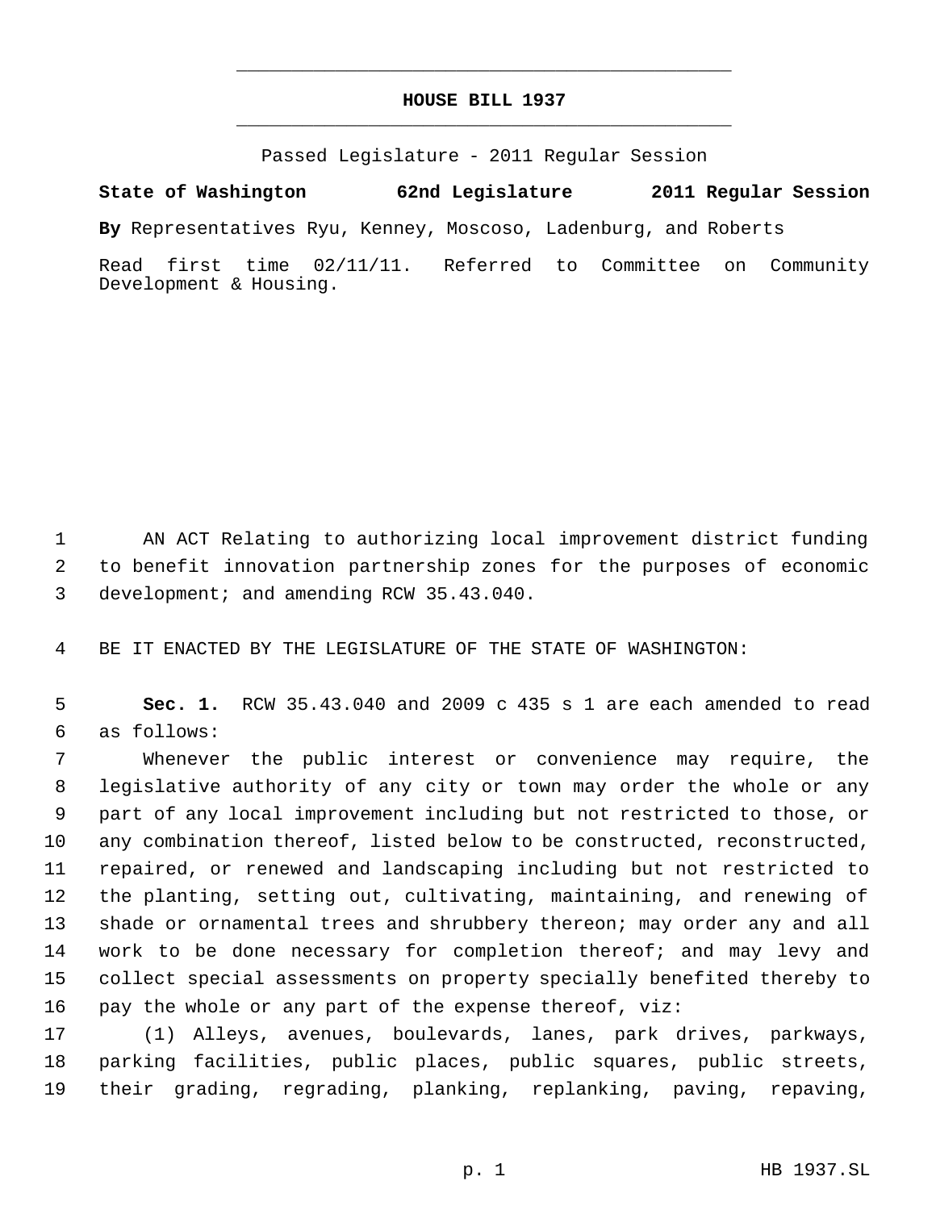# HOUSE BILL 1937

Passed Legislature - 2011 Regular Session

**State of Washington 62nd Legislature 2011 Regular Session**

**By** Representatives Ryu, Kenney, Moscoso, Ladenburg, and Roberts

Read first time 02/11/11. Referred to Committee on Community Development & Housing.

AN ACT Relating to authorizing local improvement district funding to benefit innovation partnership zones for the purposes of economic development; and amending RCW 35.43.040.

BE IT ENACTED BY THE LEGISLATURE OF THE STATE OF WASHINGTON:

**Sec. 1.** RCW 35.43.040 and 2009 c 435 s 1 are each amended to read as follows:

Whenever the public interest or convenience may require, the legislative authority of any city or town may order the whole or any part of any local improvement including but not restricted to those, or any combination thereof, listed below to be constructed, reconstructed, repaired, or renewed and landscaping including but not restricted to the planting, setting out, cultivating, maintaining, and renewing of shade or ornamental trees and shrubbery thereon; may order any and all work to be done necessary for completion thereof; and may levy and collect special assessments on property specially benefited thereby to pay the whole or any part of the expense thereof, viz:

(1) Alleys, avenues, boulevards, lanes, park drives, parkways, parking facilities, public places, public squares, public streets, their grading, regrading, planking, replanking, paving, repaving,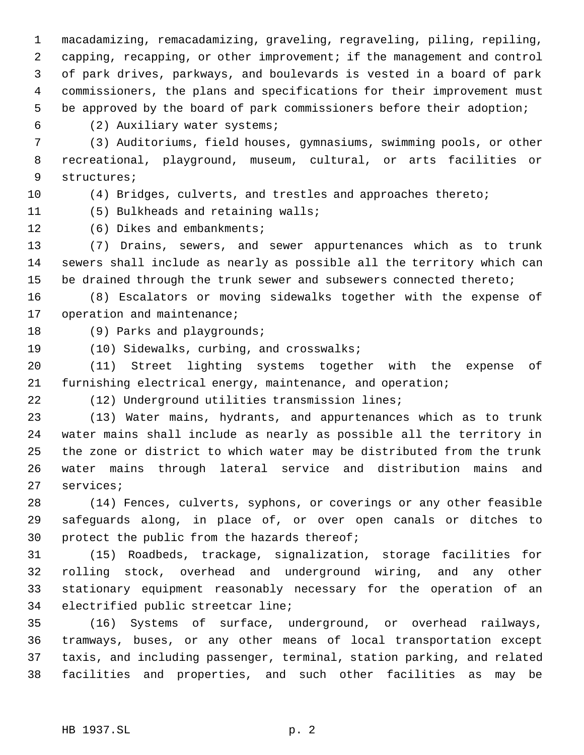macadamizing, remacadamizing, graveling, regraveling, piling, repiling, capping, recapping, or other improvement; if the management and control of park drives, parkways, and boulevards is vested in a board of park commissioners, the plans and specifications for their improvement must be approved by the board of park commissioners before their adoption;

(2) Auxiliary water systems;

(3) Auditoriums, field houses, gymnasiums, swimming pools, or other recreational, playground, museum, cultural, or arts facilities or structures;

(4) Bridges, culverts, and trestles and approaches thereto;

(5) Bulkheads and retaining walls;

(6) Dikes and embankments;

(7) Drains, sewers, and sewer appurtenances which as to trunk sewers shall include as nearly as possible all the territory which can be drained through the trunk sewer and subsewers connected thereto;

(8) Escalators or moving sidewalks together with the expense of operation and maintenance;

(9) Parks and playgrounds;

(10) Sidewalks, curbing, and crosswalks;

(11) Street lighting systems together with the expense of furnishing electrical energy, maintenance, and operation;

(12) Underground utilities transmission lines;

(13) Water mains, hydrants, and appurtenances which as to trunk water mains shall include as nearly as possible all the territory in the zone or district to which water may be distributed from the trunk water mains through lateral service and distribution mains and services;

(14) Fences, culverts, syphons, or coverings or any other feasible safeguards along, in place of, or over open canals or ditches to protect the public from the hazards thereof;

(15) Roadbeds, trackage, signalization, storage facilities for rolling stock, overhead and underground wiring, and any other stationary equipment reasonably necessary for the operation of an electrified public streetcar line;

(16) Systems of surface, underground, or overhead railways, tramways, buses, or any other means of local transportation except taxis, and including passenger, terminal, station parking, and related facilities and properties, and such other facilities as may be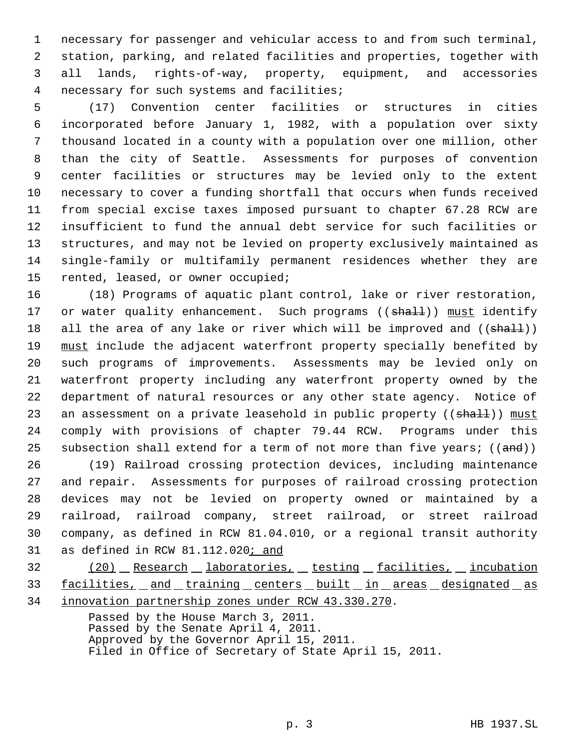necessary for passenger and vehicular access to and from such terminal, station, parking, and related facilities and properties, together with all lands, rights-of-way, property, equipment, and accessories necessary for such systems and facilities;

(17) Convention center facilities or structures in cities incorporated before January 1, 1982, with a population over sixty thousand located in a county with a population over one million, other than the city of Seattle. Assessments for purposes of convention center facilities or structures may be levied only to the extent necessary to cover a funding shortfall that occurs when funds received from special excise taxes imposed pursuant to chapter 67.28 RCW are insufficient to fund the annual debt service for such facilities or structures, and may not be levied on property exclusively maintained as single-family or multifamily permanent residences whether they are rented, leased, or owner occupied;

(18) Programs of aquatic plant control, lake or river restoration, or water quality enhancement. Such programs ((~~shall~~)) must identify all the area of any lake or river which will be improved and ((~~shall~~)) must include the adjacent waterfront property specially benefited by such programs of improvements. Assessments may be levied only on waterfront property including any waterfront property owned by the department of natural resources or any other state agency. Notice of an assessment on a private leasehold in public property ((~~shall~~)) must comply with provisions of chapter 79.44 RCW. Programs under this subsection shall extend for a term of not more than five years; ((~~and~~))

(19) Railroad crossing protection devices, including maintenance and repair. Assessments for purposes of railroad crossing protection devices may not be levied on property owned or maintained by a railroad, railroad company, street railroad, or street railroad company, as defined in RCW 81.04.010, or a regional transit authority as defined in RCW 81.112.020; and

(20) Research laboratories, testing facilities, incubation facilities, and training centers built in areas designated as innovation partnership zones under RCW 43.330.270.

Passed by the House March 3, 2011.
Passed by the Senate April 4, 2011.
Approved by the Governor April 15, 2011.
Filed in Office of Secretary of State April 15, 2011.